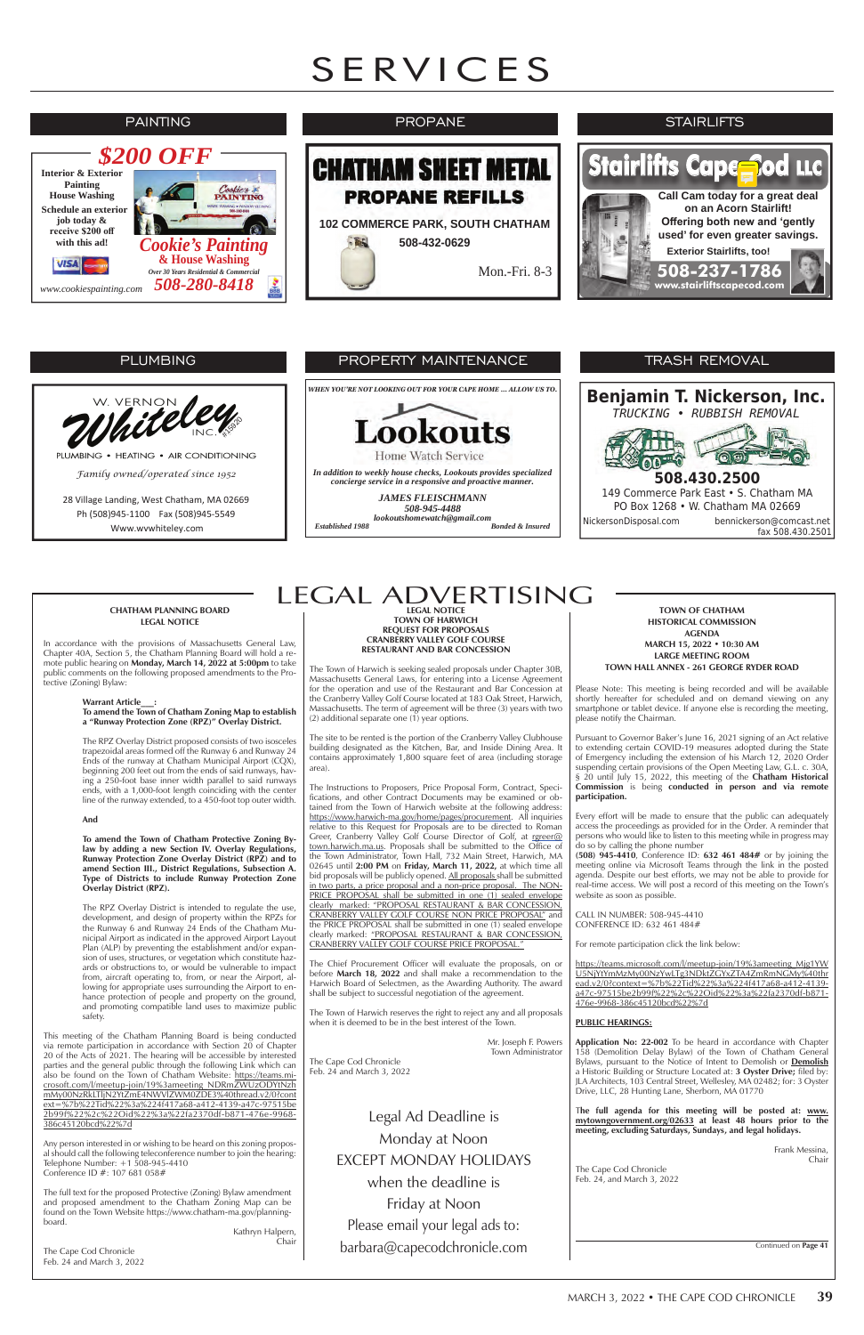# SERVICES

## PAINTING

**$200 OFF**

Interior & Exterior Painting
House Washing

Schedule an exterior job today & receive $200 off with this ad!

**Cookie's Painting**
**& House Washing**
*Over 30 Years Residential & Commercial*
**508-280-8418**
www.cookiespainting.com

## PROPANE

**CHATHAM SHEET METAL**
**PROPANE REFILLS**
**102 COMMERCE PARK, SOUTH CHATHAM**
**508-432-0629**
Mon.-Fri. 8-3

## STAIRLIFTS

**Stairlifts Cape Cod LLC**

**Call Cam today for a great deal on an Acorn Stairlift! Offering both new and 'gently used' for even greater savings.**

**Exterior Stairlifts, too!**

**508-237-1786**
**www.stairliftscapecod.com**

## PLUMBING

W. VERNON **Whiteley** INC. #15920

PLUMBING • HEATING • AIR CONDITIONING

*Family owned/operated since 1952*

28 Village Landing, West Chatham, MA 02669
Ph (508)945-1100 Fax (508)945-5549
Www.wwwhiteley.com

## PROPERTY MAINTENANCE

*WHEN YOU'RE NOT LOOKING OUT FOR YOUR CAPE HOME ... ALLOW US TO.*

**Lookouts**
Home Watch Service

*In addition to weekly house checks, Lookouts provides specialized concierge service in a responsive and proactive manner.*

*JAMES FLEISCHMANN*
*508-945-4488*
*lookoutshomewatch@gmail.com*
*Established 1988* *Bonded & Insured*

## TRASH REMOVAL

**Benjamin T. Nickerson, Inc.**
TRUCKING • RUBBISH REMOVAL

**508.430.2500**
149 Commerce Park East • S. Chatham MA
PO Box 1268 • W. Chatham MA 02669
NickersonDisposal.com bennickerson@comcast.net
fax 508.430.2501

# LEGAL ADVERTISING

**CHATHAM PLANNING BOARD**
**LEGAL NOTICE**

In accordance with the provisions of Massachusetts General Law, Chapter 40A, Section 5, the Chatham Planning Board will hold a remote public hearing on **Monday, March 14, 2022 at 5:00pm** to take public comments on the following proposed amendments to the Protective (Zoning) Bylaw:

**Warrant Article___:**
**To amend the Town of Chatham Zoning Map to establish a "Runway Protection Zone (RPZ)" Overlay District.**

The RPZ Overlay District proposed consists of two isosceles trapezoidal areas formed off the Runway 6 and Runway 24 Ends of the runway at Chatham Municipal Airport (CQX), beginning 200 feet out from the ends of said runways, having a 250-foot base inner width parallel to said runways ends, with a 1,000-foot length coinciding with the center line of the runway extended, to a 450-foot top outer width.

**And**

**To amend the Town of Chatham Protective Zoning Bylaw by adding a new Section IV. Overlay Regulations, Runway Protection Zone Overlay District (RPZ) and to amend Section III., District Regulations, Subsection A. Type of Districts to include Runway Protection Zone Overlay District (RPZ).**

The RPZ Overlay District is intended to regulate the use, development, and design of property within the RPZs for the Runway 6 and Runway 24 Ends of the Chatham Municipal Airport as indicated in the approved Airport Layout Plan (ALP) by preventing the establishment and/or expansion of uses, structures, or vegetation which constitute hazards or obstructions to, or would be vulnerable to impact from, aircraft operating to, from, or near the Airport, allowing for appropriate uses surrounding the Airport to enhance protection of people and property on the ground, and promoting compatible land uses to maximize public safety.

This meeting of the Chatham Planning Board is being conducted via remote participation in accordance with Section 20 of Chapter 20 of the Acts of 2021. The hearing will be accessible by interested parties and the general public through the following Link which can also be found on the Town of Chatham Website: https://teams.microsoft.com/l/meetup-join/19%3ameeting_NDRmZWUzODYtNzhmMy00NzRkLTljN2YtZmE4NWVlZWM0ZDE3%40thread.v2/0?context=%7b%22Tid%22%3a%224f417a68-a412-4139-a47c-97515be2b99f%22%2c%22Oid%22%3a%22fa2370df-b871-476e-9968-386c45120bcd%22%7d

Any person interested in or wishing to be heard on this zoning proposal should call the following teleconference number to join the hearing:
Telephone Number: +1 508-945-4410
Conference ID #: 107 681 058#

The full text for the proposed Protective (Zoning) Bylaw amendment and proposed amendment to the Chatham Zoning Map can be found on the Town Website https://www.chatham-ma.gov/planning-board.

Kathryn Halpern,
Chair

The Cape Cod Chronicle
Feb. 24 and March 3, 2022

---

**LEGAL NOTICE**
**TOWN OF HARWICH**
**REQUEST FOR PROPOSALS**
**CRANBERRY VALLEY GOLF COURSE**
**RESTAURANT AND BAR CONCESSION**

The Town of Harwich is seeking sealed proposals under Chapter 30B, Massachusetts General Laws, for entering into a License Agreement for the operation and use of the Restaurant and Bar Concession at the Cranberry Valley Golf Course located at 183 Oak Street, Harwich, Massachusetts. The term of agreement will be three (3) years with two (2) additional separate one (1) year options.

The site to be rented is the portion of the Cranberry Valley Clubhouse building designated as the Kitchen, Bar, and Inside Dining Area. It contains approximately 1,800 square feet of area (including storage area).

The Instructions to Proposers, Price Proposal Form, Contract, Specifications, and other Contract Documents may be examined or obtained from the Town of Harwich website at the following address: https://www.harwich-ma.gov/home/pages/procurement. All inquiries relative to this Request for Proposals are to be directed to Roman Greer, Cranberry Valley Golf Course Director of Golf, at rgreer@town.harwich.ma.us. Proposals shall be submitted to the Office of the Town Administrator, Town Hall, 732 Main Street, Harwich, MA 02645 until **2:00 PM** on **Friday, March 11, 2022,** at which time all bid proposals will be publicly opened. All proposals shall be submitted in two parts, a price proposal and a non-price proposal. The NON-PRICE PROPOSAL shall be submitted in one (1) sealed envelope clearly marked: "PROPOSAL RESTAURANT & BAR CONCESSION, CRANBERRY VALLEY GOLF COURSE NON PRICE PROPOSAL" and the PRICE PROPOSAL shall be submitted in one (1) sealed envelope clearly marked: "PROPOSAL RESTAURANT & BAR CONCESSION, CRANBERRY VALLEY GOLF COURSE PRICE PROPOSAL."

The Chief Procurement Officer will evaluate the proposals, on or before **March 18, 2022** and shall make a recommendation to the Harwich Board of Selectmen, as the Awarding Authority. The award shall be subject to successful negotiation of the agreement.

The Town of Harwich reserves the right to reject any and all proposals when it is deemed to be in the best interest of the Town.

Mr. Joseph F. Powers
Town Administrator

The Cape Cod Chronicle
Feb. 24 and March 3, 2022

---

Legal Ad Deadline is
Monday at Noon
EXCEPT MONDAY HOLIDAYS
when the deadline is
Friday at Noon
Please email your legal ads to:
barbara@capecodchronicle.com

---

**TOWN OF CHATHAM**
**HISTORICAL COMMISSION**
**AGENDA**
**MARCH 15, 2022 • 10:30 AM**
**LARGE MEETING ROOM**
**TOWN HALL ANNEX - 261 GEORGE RYDER ROAD**

Please Note: This meeting is being recorded and will be available shortly hereafter for scheduled and on demand viewing on any smartphone or tablet device. If anyone else is recording the meeting, please notify the Chairman.

Pursuant to Governor Baker's June 16, 2021 signing of an Act relative to extending certain COVID-19 measures adopted during the State of Emergency including the extension of his March 12, 2020 Order suspending certain provisions of the Open Meeting Law, G.L. c. 30A, § 20 until July 15, 2022, this meeting of the **Chatham Historical Commission** is being **conducted in person and via remote participation.**

Every effort will be made to ensure that the public can adequately access the proceedings as provided for in the Order. A reminder that persons who would like to listen to this meeting while in progress may do so by calling the phone number **(508) 945-4410**, Conference ID: **632 461 484#** or by joining the meeting online via Microsoft Teams through the link in the posted agenda. Despite our best efforts, we may not be able to provide for real-time access. We will post a record of this meeting on the Town's website as soon as possible.

CALL IN NUMBER: 508-945-4410
CONFERENCE ID: 632 461 484#

For remote participation click the link below:

https://teams.microsoft.com/l/meetup-join/19%3ameeting_Mjg1YWU5NjYtYmMzMy00NzYwLTg3NDktZGYxZTA4ZmRmNGMy%40thread.v2/0?context=%7b%22Tid%22%3a%224f417a68-a412-4139-a47c-97515be2b99f%22%2c%22Oid%22%3a%22fa2370df-b871-476e-9968-386c45120bcd%22%7d

**PUBLIC HEARINGS:**

**Application No: 22-002** To be heard in accordance with Chapter 158 (Demolition Delay Bylaw) of the Town of Chatham General Bylaws, pursuant to the Notice of Intent to Demolish or **Demolish** a Historic Building or Structure Located at: **3 Oyster Drive;** filed by: JLA Architects, 103 Central Street, Wellesley, MA 02482; for: 3 Oyster Drive, LLC, 28 Hunting Lane, Sherborn, MA 01770

**The full agenda for this meeting will be posted at: www.mytowngovernment.org/02633 at least 48 hours prior to the meeting, excluding Saturdays, Sundays, and legal holidays.**

Frank Messina,
Chair

The Cape Cod Chronicle
Feb. 24, and March 3, 2022

Continued on **Page 41**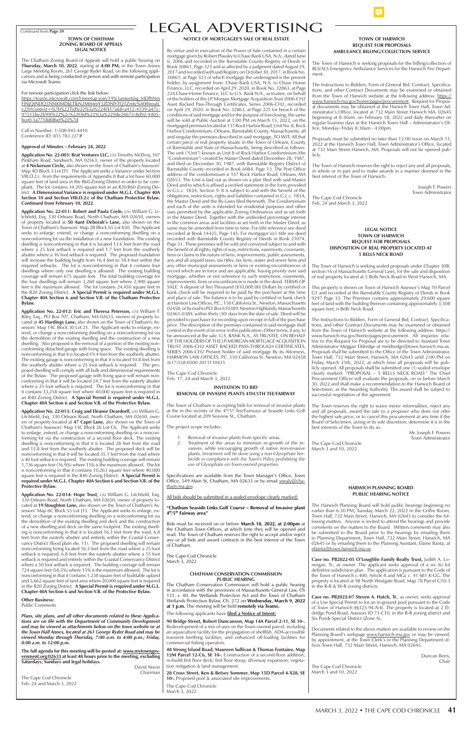Continued from **Page 39**

# LEGAL ADVERTISING

### TOWN OF CHATHAM ZONING BOARD OF APPEALS LEGAL NOTICE

The Chatham Zoning Board of Appeals will hold a public hearing on **Thursday, March 10, 2022**, starting at **4:00 PM,** in the Town Annex Large Meeting Room, 261 George Ryder Road, on the following applications and is being conducted in person and with remote participation via Microsoft Teams:

For remote participation click the link below:
https://teams.microsoft.com/l/meetup-join/19%3ameeting_MDlhNmFlNjQtNDQ3NS00MDljLTlkN2MtMmY3ZDNlYTQ1Zmly%40thread.v2/0?context=%7b%22Tid%22%3a%224f417a68-a412-4139-a47c-97515be2b99f%22%2c%22Oid%22%3a%229de26673-8d92-4405-bce0-1a7718dfd6ef%22%7d

Call in Number: 1-508-945-4410
Conference ID: 815 783 227#

**Approval of Minutes – February 24, 2022**

**Application No. 22-003: Brat Ventures LLC,** c/o Timothy McElroy, 107 Pinkham Road, Sandwich, MA 02563, owner of the property located at **4 Nickerson Circle,** also shown on the Town of Chatham's Assessors' Map 4D Block 3 Lot D1. The Applicant seeks a Variance under Section VIII.D.2.c. from the requirements of Appendix II that a lot have 60,000 square feet of land area in the R60 Zoning District in order to be compliant. The lot contains 34,205 square feet in an R20/R60 Zoning District. **A Dimensional Variance is required under M.G.L. Chapter 40A Section 10 and Section VIII.D.2.c of the Chatham Protective Bylaw. Continued from February 10, 2022.**

**Application No. 22-011: Robert and Paula Coyle,** c/o William G. Litchfield, Esq, 330 Orleans Road, North Chatham, MA 02650, owners of property located at **50 Aunt Deborah's Lane,** also shown on the Town of Chatham's Assessors' Map 2B Block 65 Lot X50. The Applicant seeks to enlarge, extend, or change a nonconforming dwelling on a nonconforming lot via the installation of a new foundation. The existing dwelling is nonconforming in that it is located 13.6 feet from the road where a 25 foot setback is required and 1.7 feet from the southerly abutter where a 16 foot setback is required. The proposed foundation will increase the building height from 16.4 feet to 18.4 feet within the required setbacks. The lot is nonconforming in that it contains four dwellings where only one dwelling is allowed. The existing building coverage will remain 675 square feet. The total building coverage for the four dwellings will remain 3,260 square feet where 2,900 square feet is the maximum allowed. The lot contains 24,450 square feet in the R20 Zoning District. **A Special Permit is required under M.G.L. Chapter 40A Section 6 and Section V.B. of the Chatham Protective Bylaw.**

**Application No. 22-012: Eric and Theresa Peterson,** c/o William F. Riley, Esq., PO Box 707, Chatham, MA 02633, owners of property located at **45 Hardings Lane,** also shown on the Town of Chatham's Assessors' Map 14C Block 30 Lot 21. The Applicant seeks to enlarge, extend, or change a nonconforming dwelling on a nonconforming lot via the demolition of the existing dwelling and the construction of a new dwelling. Also proposed is the removal of a portion of the existing nonconforming detached garage with living space. The existing dwelling is nonconforming in that it is located 19.4 feet from the southerly abutter. The existing garage is nonconforming in that it is located 10.8 feet from the southerly abutter where a 25 foot setback is required. The proposed dwelling will comply with all bulk and dimensional requirements of the Bylaw. The proposed garage with living space will remain nonconforming in that it will be located 24.7 feet from the easterly abutter where a 25 foot setback is required. The lot is nonconforming in that it contains 33,258 square feet where 40,000 square feet is required in an R40 Zoning District. **A Special Permit is required under M.G.L. Chapter 40A Section 6 and Section V.B. of the Protective Bylaw.**

**Application No. 22-013: Craig and Eleanor Deardorff,** c/o William G. Litchfield, Esq, 330 Orleans Road, North Chatham, MA 02650, owners of property located at **47 Capri Lane,** also shown on the Town of Chatham's Assessors' Map 13C Block 26 Lot C6. The Applicant seeks to enlarge, extend, or change a nonconforming dwelling on a nonconforming lot via the construction of a second floor deck. The existing dwelling is nonconforming in that it is located 28 feet from the road and 12.8 feet from the southerly abutter. The proposed deck will be nonconforming in that it will be located 35.1 feet from the road where a 40 foot setback is required. The existing building coverage will remain 1,736 square feet (16.9%) where 15% is the maximum allowed. The lot is nonconforming in that it contains 10,263 square feet where 40,000 square feet is required in the R40 Zoning District. **A Special Permit is required under M.G.L. Chapter 40A Section 6 and Section V.B. of the Protective Bylaw.**

**Application No. 22-014: Hope Trust,** c/o William G. Litchfield, Esq, 330 Orleans Road, North Chatham, MA 02650, owner of property located at **19 Stoughton Lane,** also shown on the Town of Chatham's Assessors' Map 6C Block 55 Lot J15. The Applicant seeks to enlarge, extend, or change a nonconforming dwelling on a nonconforming lot via the demolition of the existing dwelling and deck and the construction of a new dwelling and deck on the same footprint. The existing dwelling is nonconforming in that it is located 16.3 feet from the road, 6.8 feet from the easterly abutter and entirely within the Coastal Conservancy District (flood plain ele. 11). The proposed dwelling will remain nonconforming being located 16.3 feet from the road where a 25 foot setback is required, 6.8 feet from the easterly abutter where a 15 foot setback is required and entirely within the Coastal Conservancy District where a 50 foot setback is required. The building coverage will remain 724 square feet (58.5%) where 15% is the maximum allowed. The lot is nonconforming in that it contains 1,238 square feet of buildable upland and 5,662 square feet of land area where 20,000 square feet is required in the R20 Zoning District. **A Special Permit is required under M.G.L. Chapter 40A Section 6 and Section V.B. of the Protective Bylaw.**

**Other Business:**
Public Comments

***Plans, site plans, and all other documents related to these Applications are on file with the Department of Community Development and may be viewed as attachments below on the town website or at the Town Hall Annex, located at 261 George Ryder Road and may be viewed Monday through Thursday, 7:00 a.m. to 4:00 p.m.; Friday, 8:00 a.m. to 12:00 p.m.***

**The full agenda for this meeting will be posted at: www.mytowngovernment.org/02633 at least 48 hours prior to the meeting, excluding Saturdays, Sundays and legal holidays.**

David Nixon
Chairman

The Cape Cod Chronicle
Feb. 24 and March 3, 2022

### NOTICE OF MORTGAGEE'S SALE OF REAL ESTATE

By virtue and in execution of the Power of Sale contained in a certain mortgage given by Robert Plausky to Chase Bank USA, N.A., dated June 6, 2006 and recorded in the Barnstable County Registry of Deeds in Book 30861, Page 323 and as affected by a judgment dated August 29, 2017 and recorded with said Registry on October 30, 2017, in Book No. 30861, at Page 323 of which mortgage the undersigned is the present holder, by assignment from: Chase Bank USA, N.A. to Chase Home Finance, LLC, recorded on April 29, 2020, in Book No. 32863, at Page 224 Chase Home Finance, LLC to U.S. Bank N.A., as trustee, on behalf of the holders of the J.P. Morgan Mortgage Acquisition Trust 2006-CH2 Asset Backed Pass-Through Certificates, Series 2006-CH2, recorded on April 29, 2020, in Book No. 32863, at Page 225 for breach of the conditions of said mortgage and for the purpose of foreclosing, the same will be sold at Public Auction at 1:00 PM on March 15, 2022, on the mortgaged premises located at 137 Rock Harbor Road, Unit No. 8, Rock Harbor Condominium, Orleans, Barnstable County, Massachusetts, all and singular the premises described in said mortgage, TO WIT: All that certain piece of real property situate in the Town of Orleans, County of Barnstable and State of Massachusetts, being described as follows: The unit ("Unit") known as Unit 8 of Rock Harbor Condominium (the "Condominium") created by Master Deed dated December 28, 1987, and filed on December 30, 1987, with Barnstable Registry District of the Land Court as Document No. 442,950, and in Certificate of Title VIII.D.2.c. as set forth in G.L.c. 183A, Section 9. The Post Office address of the condominium is 137 Rock Harbor Road, Orleans, MA 02653. The Unit is laid out as shown on a plan filed with said Master Deed and to which is affixed a verified statement in the form provided in G.L.c. 183A, Section 9. It is subject to and with the benefit of the obligations, restrictions, rights and liabilities contained in G.L.c. 183A, the Master Deed and the By-Laws filed therewith. The Condominium and each of the units is intended for residential purposes and other uses permitted by the applicable Zoning Ordinances and as set forth in the Master Deed. Together with the undivided percentage interest in the common areas and facilities as set forth in the Master Deed, as same may be amended from time to time. For title reference see deed recorded at Book 14425, Page 145. For mortgagor's(s') title see deed recorded with Barnstable County Registry of Deeds in Book 21074, Page 31. These premises will be sold and conveyed subject to and with the benefit of all rights, rights of way, restrictions, easements, covenants, liens or claims in the nature of liens, improvements, public assessments, any and all unpaid taxes, tax titles, tax liens, water and sewer liens and any other municipal assessments or liens or existing encumbrances of record which are in force and are applicable, having priority over said mortgage, whether or not reference to such restrictions, easements, improvements, liens or encumbrances is made in the deed. TERMS OF SALE: A deposit of Ten Thousand ($10,000.00) Dollars by certified or bank check will be required to be paid by the purchaser at the time and place of sale. The balance is to be paid by certified or bank check at Harmon Law Offices, P.C., 150 California St., Newton, Massachusetts 02458, or by mail to P.O. Box 610389, Newton Highlands, Massachusetts 02461-0389, within thirty (30) days from the date of sale. Deed will be provided to purchaser for recording upon receipt in full of the purchase price. The description of the premises contained in said mortgage shall control in the event of an error in this publication. Other terms, if any, to be announced at the sale. U.S. BANK N.A., AS TRUSTEE, ON BEHALF OF THE HOLDERS OF THE J.P. MORGAN MORTGAGE ACQUISITION TRUST 2006-CH2 ASSET BACKED PASS-THROUGH CERTIFICATES, SERIES 2006-CH2 Present holder of said mortgage By its Attorneys, HARMON LAW OFFICES, P.C. 150 California St. Newton, MA 02458 (617)558-0500 2011110435

The Cape Cod Chronicle
Feb. 17, 24 and March 3, 2022

### INVITATION TO BID REMOVAL OF INVASIVE PLANTS 4TH/5TH TEE/FAIRWAY

The Town of Chatham is accepting bids for removal of invasive plants at the in the vicinity of the 4th/5th Tee/Fairways at Seaside Links Golf Course located at 209 Seaview St., Chatham.

The project scope includes:

1. Removal of invasive plants from specific areas.
2. Treatment of the areas to minimize re-growth of the invasives, while encouraging growth of native non-invasive plants. *(treatment will be done using a non-Glysophate herbicide in compliance with the Town's Policy prohibiting the use of Glysophate on Town-owned properties.*

Specifications are available from the Town Manager's Office, Town Office, 549 Main St, Chatham, MA 02633 or by email snealy@chatham-ma.gov.

All bids should be submitted in a sealed envelope clearly marked:

**"Chatham Seaside Links Golf Course – Removal of Invasive plant 4th/5th Fairway area"**

Bids must be received on or before **March 18, 2022, at 2:00pm** at the Chatham Town Offices, at which time they will be opened and read. The Town of Chatham reserves the right to accept and/or reject any or all bids and award contracts in the best interest of the Town of Chatham.

The Cape Cod Chronicle
March 3, 2022

### CHATHAM CONSERVATION COMMISSION PUBLIC HEARING

The Chatham Conservation Commission will hold a public hearing in accordance with the provisions of Massachusetts General Law, Ch 131, s. 40, the Wetlands Protection Act and the Town of Chatham Wetlands Protection Bylaw, Ch. 272 on **Wednesday, March 9, 2022 at 1 p.m.** The meeting will be held **remotely via Teams.**

The following applicants have **filed a Notice of Intent:**

**90 Bridge Street, Robert Duncanson, Map 14A Parcel 2-11, SE 10-.** Redevelopment of a mix of uses on the Town-owned parcel, including an aquaculture facility for the propagation of shellfish. ADA-accessible transient berthing facilities, and enhanced off-loading facilities for commercial fishing operators.

**48 Strong Island Road, Maureen Sullivan & Thomas Fontaine, Map 12M Parcel 12-C6, SE 10-.** Construction of a second-floor addition; re-build first floor deck; first floor stoop; driveway expansion; vegetation mitigation & land management.

**28 Cross Street, Ken & Betsey Sommer, Map 15D Parcel 4-X28, SE 10-.** Proposed pool & associated site improvements.

The Cape Cod Chronicle
March 3, 2022

### TOWN OF HARWICH REQUEST FOR PROPOSALS AMBULANCE BILLING/COLLECTION SERVICE

The Town of Harwich is seeking proposals for the billing/collection of BLS/ALS Emergency Ambulance Services for the Harwich Fire Department.

The Instructions to Bidders, Form of General Bid, Contract, Specifications, and other Contract Documents may be examined or obtained from the Town of Harwich website at the following address: https://www.harwich-ma.gov/home/pages/procurement. Request for Proposal documents may be obtained at the Harwich Town Hall, Town Administrator's Office, located at 732 Main Street Harwich MA, 02645 beginning at 8:30am. on February 18, 2022 and daily thereafter on regular business days at the Harwich Town Hall – Administrator's Office, Monday- Friday 8:30am - 4:00pm.

Proposals must be submitted no later than 12:00 noon on March 11, 2022 at the Harwich Town Hall, Town Administrator's Office, located at 732 Main Street Harwich, MA. Proposals will not be opened publicly.

The Town of Harwich reserves the right to reject any and all proposals, in whole or in part and to make awards in a manner deemed in the best interest of the Town of Harwich.

Joseph F. Powers
Town Administrator

The Cape Cod Chronicle
Feb. 24 and March 3, 2022

### LEGAL NOTICE TOWN OF HARWICH REQUEST FOR PROPOSALS DISPOSITION OF REAL PROPERTY LOCATED AT 5 BELLS NECK ROAD

The Town of Harwich is seeking sealed proposals under Chapter 30B, section 16 of Massachusetts General Laws, for the sale and disposition of real property located at 5 Bells Neck Road in West Harwich, MA.

This property is shown on Town of Harwich Assessor's Map 10 Parcel G1 and recorded at the Barnstable County Registry of Deeds in Book 9297 Page 33. The Premises contains approximately 29,600 square feet of land with the building thereon containing approximately 3,508 square feet, n Bells Neck Road.

The Instructions to Bidders, Form of General Bid, Contract, Specifications, and other Contract Documents may be examined or obtained from the Town of Harwich website at the following address: https://www.harwich-ma.gov/home/pages/procurement. All inquiries relative to this Request for Proposal are to be directed to Assistant Town Administrator Meggan Eldredge at meldredge@town.harwich.ma.us. Proposals shall be submitted to the Office of the Town Administrator, Town Hall, 732 Main Street, Harwich, MA 02645 until 2:00 PM on Friday, March 25th, 2022, at which time all proposals will be publicly opened. All proposals shall be submitted one (1) sealed envelope clearly marked: "PROPOSAL – 5 BELLS NECK ROAD." The Chief Procurement Officer will evaluate the proposals, on or before March 30, 2022 and shall make a recommendation to the Harwich Board of Selectmen, as the Awarding Authority. The award shall be subject to successful negotiation of the agreement.

The Town reserves the right to waive minor informalities, reject any and all proposals, award the sale to a proposer who does not offer the highest sale price, or to cancel this procurement at any time if the Board of Selectmen, acting in its sole discretion, determine it is in the best interests of the Town to do so.

Mr. Joseph F. Powers
Town Administrator

The Cape Cod Chronicle
March 3 and 10, 2022

### HARWICH PLANNING BOARD PUBLIC HEARING NOTICE

The Harwich Planning Board will hold public hearings beginning no earlier than 6:30 PM, Tuesday, March 22, 2022 in the Griffin Room, Town Hall, 732 Main Street, Harwich, MA 02645 to consider the following matters. Anyone is invited to attend the hearings and provide comments on the matters to the Board. Written comments may also be submitted to the Board prior to the hearings by emailing them to Planning Department, Town Hall, 732 Main Street, Harwich, MA 02645 or by emailing them to the Planning Assistant, Elaine Banta, at ebanta@town.harwich.ma.us.

**Case no. PB2022-05 O'Loughlin Family Realty Trust,** Judith A. Lonergan, Tr., as owner. The applicant seeks approval of a six (6) lot definitive subdivision plan. The application is pursuant to the Code of the Town of Harwich c.400, Article II and MGL c. 41 §81 K-GG. The property is located at 98 North Westgate Road, Map 78 Parcel G10-3 in the R-R & W-R zoning districts.

**Case no. PB2022-07 Steven A. Hatch, Tr.**, as owner, seeks approval of a Use Special Permit to for an in-ground pool pursuant to the Code of Town of Harwich §§325-94.A(4). The property is located at 2 Eldridge Pond Road, Assesors ID 71-C10, in the R-R zoning district and Six Ponds Special District (Zone A).

Documents related to the above matters are available to review on the Planning Board's webpage www.harwich-ma.gov or may be viewed, by appointment, at the Town Clerk's or the Planning Department offices Town Hall, 732 Main Street, Harwich, MA 02645.

Duncan Berry,
Chair

The Cape Cod Chronicle
March 3 and 10, 2022